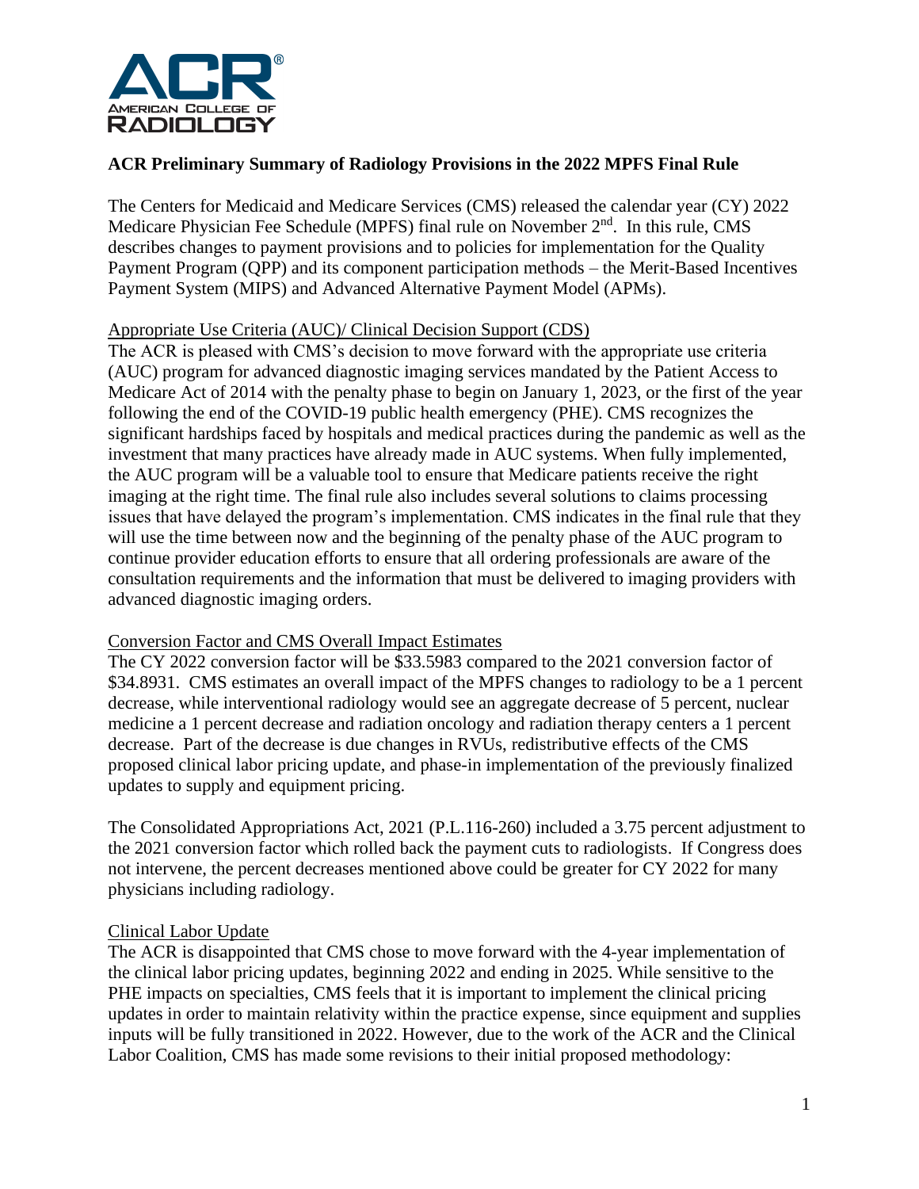## ACR Preliminary Summary of Radiology Provisions in the 2022 MPFS Final Rule

The Centers for Medicaid and Medicare Services (CMS) released the calendar year (CY) 2022 Medicare Physician Fee Schedule (MPFS) final rule on November 2nd. In this rule, CMS describes changes to payment provisions and to policies for implementation for the Quality Payment Program (QPP) and its component participation methods – the Merit-Based Incentives Payment System (MIPS) and Advanced Alternative Payment Model (APMs).

### Appropriate Use Criteria (AUC)/ Clinical Decision Support (CDS)

The ACR is pleased with CMS's decision to move forward with the appropriate use criteria (AUC) program for advanced diagnostic imaging services mandated by the Patient Access to Medicare Act of 2014 with the penalty phase to begin on January 1, 2023, or the first of the year following the end of the COVID-19 public health emergency (PHE). CMS recognizes the significant hardships faced by hospitals and medical practices during the pandemic as well as the investment that many practices have already made in AUC systems. When fully implemented, the AUC program will be a valuable tool to ensure that Medicare patients receive the right imaging at the right time. The final rule also includes several solutions to claims processing issues that have delayed the program's implementation. CMS indicates in the final rule that they will use the time between now and the beginning of the penalty phase of the AUC program to continue provider education efforts to ensure that all ordering professionals are aware of the consultation requirements and the information that must be delivered to imaging providers with advanced diagnostic imaging orders.

### Conversion Factor and CMS Overall Impact Estimates

The CY 2022 conversion factor will be $33.5983 compared to the 2021 conversion factor of $34.8931. CMS estimates an overall impact of the MPFS changes to radiology to be a 1 percent decrease, while interventional radiology would see an aggregate decrease of 5 percent, nuclear medicine a 1 percent decrease and radiation oncology and radiation therapy centers a 1 percent decrease. Part of the decrease is due changes in RVUs, redistributive effects of the CMS proposed clinical labor pricing update, and phase-in implementation of the previously finalized updates to supply and equipment pricing.

The Consolidated Appropriations Act, 2021 (P.L.116-260) included a 3.75 percent adjustment to the 2021 conversion factor which rolled back the payment cuts to radiologists. If Congress does not intervene, the percent decreases mentioned above could be greater for CY 2022 for many physicians including radiology.

### Clinical Labor Update

The ACR is disappointed that CMS chose to move forward with the 4-year implementation of the clinical labor pricing updates, beginning 2022 and ending in 2025. While sensitive to the PHE impacts on specialties, CMS feels that it is important to implement the clinical pricing updates in order to maintain relativity within the practice expense, since equipment and supplies inputs will be fully transitioned in 2022. However, due to the work of the ACR and the Clinical Labor Coalition, CMS has made some revisions to their initial proposed methodology: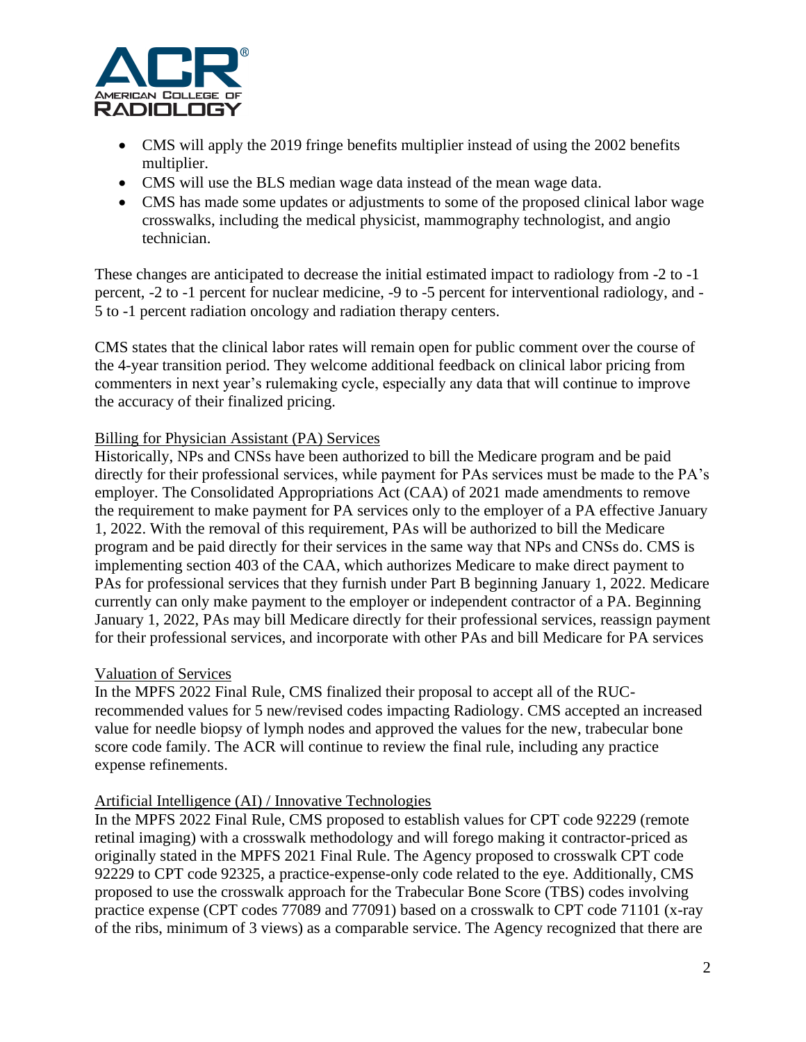- CMS will apply the 2019 fringe benefits multiplier instead of using the 2002 benefits multiplier.
- CMS will use the BLS median wage data instead of the mean wage data.
- CMS has made some updates or adjustments to some of the proposed clinical labor wage crosswalks, including the medical physicist, mammography technologist, and angio technician.

These changes are anticipated to decrease the initial estimated impact to radiology from -2 to -1 percent, -2 to -1 percent for nuclear medicine, -9 to -5 percent for interventional radiology, and -5 to -1 percent radiation oncology and radiation therapy centers.

CMS states that the clinical labor rates will remain open for public comment over the course of the 4-year transition period. They welcome additional feedback on clinical labor pricing from commenters in next year's rulemaking cycle, especially any data that will continue to improve the accuracy of their finalized pricing.

<u>Billing for Physician Assistant (PA) Services</u>

Historically, NPs and CNSs have been authorized to bill the Medicare program and be paid directly for their professional services, while payment for PAs services must be made to the PA's employer. The Consolidated Appropriations Act (CAA) of 2021 made amendments to remove the requirement to make payment for PA services only to the employer of a PA effective January 1, 2022. With the removal of this requirement, PAs will be authorized to bill the Medicare program and be paid directly for their services in the same way that NPs and CNSs do. CMS is implementing section 403 of the CAA, which authorizes Medicare to make direct payment to PAs for professional services that they furnish under Part B beginning January 1, 2022. Medicare currently can only make payment to the employer or independent contractor of a PA. Beginning January 1, 2022, PAs may bill Medicare directly for their professional services, reassign payment for their professional services, and incorporate with other PAs and bill Medicare for PA services

<u>Valuation of Services</u>

In the MPFS 2022 Final Rule, CMS finalized their proposal to accept all of the RUC-recommended values for 5 new/revised codes impacting Radiology. CMS accepted an increased value for needle biopsy of lymph nodes and approved the values for the new, trabecular bone score code family. The ACR will continue to review the final rule, including any practice expense refinements.

<u>Artificial Intelligence (AI) / Innovative Technologies</u>

In the MPFS 2022 Final Rule, CMS proposed to establish values for CPT code 92229 (remote retinal imaging) with a crosswalk methodology and will forego making it contractor-priced as originally stated in the MPFS 2021 Final Rule. The Agency proposed to crosswalk CPT code 92229 to CPT code 92325, a practice-expense-only code related to the eye. Additionally, CMS proposed to use the crosswalk approach for the Trabecular Bone Score (TBS) codes involving practice expense (CPT codes 77089 and 77091) based on a crosswalk to CPT code 71101 (x-ray of the ribs, minimum of 3 views) as a comparable service. The Agency recognized that there are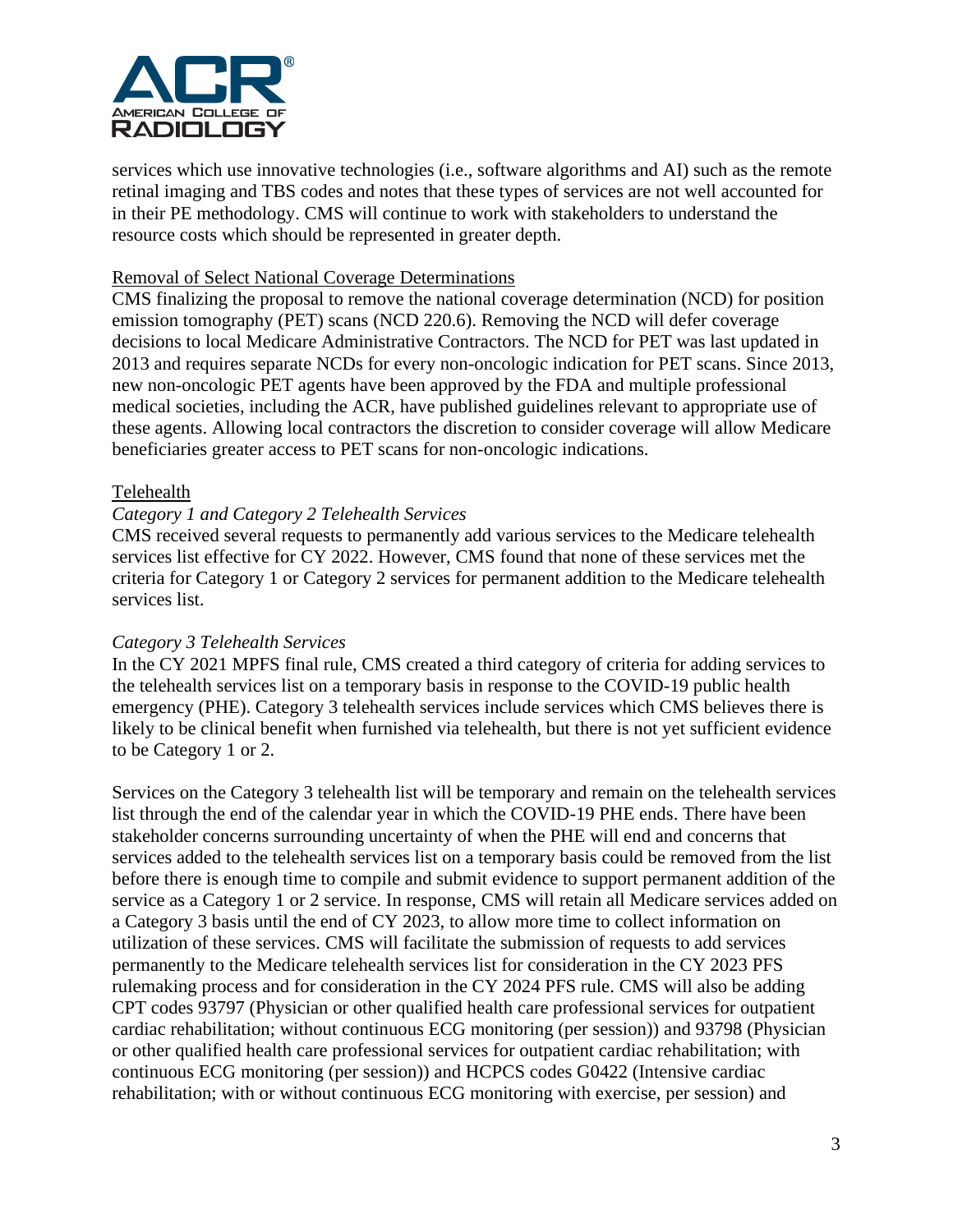services which use innovative technologies (i.e., software algorithms and AI) such as the remote retinal imaging and TBS codes and notes that these types of services are not well accounted for in their PE methodology. CMS will continue to work with stakeholders to understand the resource costs which should be represented in greater depth.

Removal of Select National Coverage Determinations

CMS finalizing the proposal to remove the national coverage determination (NCD) for position emission tomography (PET) scans (NCD 220.6). Removing the NCD will defer coverage decisions to local Medicare Administrative Contractors. The NCD for PET was last updated in 2013 and requires separate NCDs for every non-oncologic indication for PET scans. Since 2013, new non-oncologic PET agents have been approved by the FDA and multiple professional medical societies, including the ACR, have published guidelines relevant to appropriate use of these agents. Allowing local contractors the discretion to consider coverage will allow Medicare beneficiaries greater access to PET scans for non-oncologic indications.

Telehealth

*Category 1 and Category 2 Telehealth Services*

CMS received several requests to permanently add various services to the Medicare telehealth services list effective for CY 2022. However, CMS found that none of these services met the criteria for Category 1 or Category 2 services for permanent addition to the Medicare telehealth services list.

*Category 3 Telehealth Services*

In the CY 2021 MPFS final rule, CMS created a third category of criteria for adding services to the telehealth services list on a temporary basis in response to the COVID-19 public health emergency (PHE). Category 3 telehealth services include services which CMS believes there is likely to be clinical benefit when furnished via telehealth, but there is not yet sufficient evidence to be Category 1 or 2.

Services on the Category 3 telehealth list will be temporary and remain on the telehealth services list through the end of the calendar year in which the COVID-19 PHE ends. There have been stakeholder concerns surrounding uncertainty of when the PHE will end and concerns that services added to the telehealth services list on a temporary basis could be removed from the list before there is enough time to compile and submit evidence to support permanent addition of the service as a Category 1 or 2 service. In response, CMS will retain all Medicare services added on a Category 3 basis until the end of CY 2023, to allow more time to collect information on utilization of these services. CMS will facilitate the submission of requests to add services permanently to the Medicare telehealth services list for consideration in the CY 2023 PFS rulemaking process and for consideration in the CY 2024 PFS rule. CMS will also be adding CPT codes 93797 (Physician or other qualified health care professional services for outpatient cardiac rehabilitation; without continuous ECG monitoring (per session)) and 93798 (Physician or other qualified health care professional services for outpatient cardiac rehabilitation; with continuous ECG monitoring (per session)) and HCPCS codes G0422 (Intensive cardiac rehabilitation; with or without continuous ECG monitoring with exercise, per session) and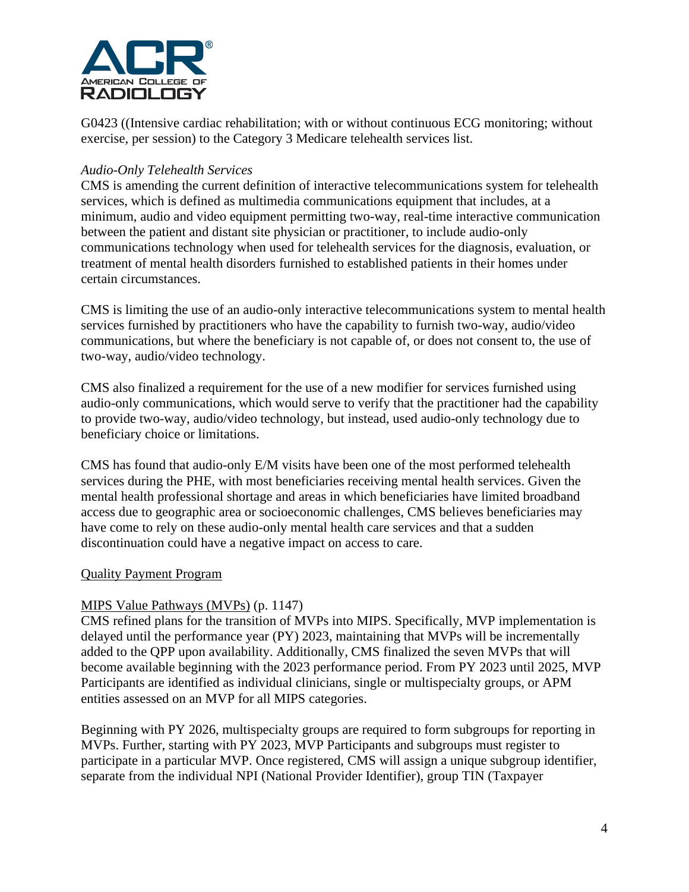G0423 ((Intensive cardiac rehabilitation; with or without continuous ECG monitoring; without exercise, per session) to the Category 3 Medicare telehealth services list.

*Audio-Only Telehealth Services*

CMS is amending the current definition of interactive telecommunications system for telehealth services, which is defined as multimedia communications equipment that includes, at a minimum, audio and video equipment permitting two-way, real-time interactive communication between the patient and distant site physician or practitioner, to include audio-only communications technology when used for telehealth services for the diagnosis, evaluation, or treatment of mental health disorders furnished to established patients in their homes under certain circumstances.

CMS is limiting the use of an audio-only interactive telecommunications system to mental health services furnished by practitioners who have the capability to furnish two-way, audio/video communications, but where the beneficiary is not capable of, or does not consent to, the use of two-way, audio/video technology.

CMS also finalized a requirement for the use of a new modifier for services furnished using audio-only communications, which would serve to verify that the practitioner had the capability to provide two-way, audio/video technology, but instead, used audio-only technology due to beneficiary choice or limitations.

CMS has found that audio-only E/M visits have been one of the most performed telehealth services during the PHE, with most beneficiaries receiving mental health services. Given the mental health professional shortage and areas in which beneficiaries have limited broadband access due to geographic area or socioeconomic challenges, CMS believes beneficiaries may have come to rely on these audio-only mental health care services and that a sudden discontinuation could have a negative impact on access to care.

<u>Quality Payment Program</u>

<u>MIPS Value Pathways (MVPs)</u> (p. 1147)

CMS refined plans for the transition of MVPs into MIPS. Specifically, MVP implementation is delayed until the performance year (PY) 2023, maintaining that MVPs will be incrementally added to the QPP upon availability. Additionally, CMS finalized the seven MVPs that will become available beginning with the 2023 performance period. From PY 2023 until 2025, MVP Participants are identified as individual clinicians, single or multispecialty groups, or APM entities assessed on an MVP for all MIPS categories.

Beginning with PY 2026, multispecialty groups are required to form subgroups for reporting in MVPs. Further, starting with PY 2023, MVP Participants and subgroups must register to participate in a particular MVP. Once registered, CMS will assign a unique subgroup identifier, separate from the individual NPI (National Provider Identifier), group TIN (Taxpayer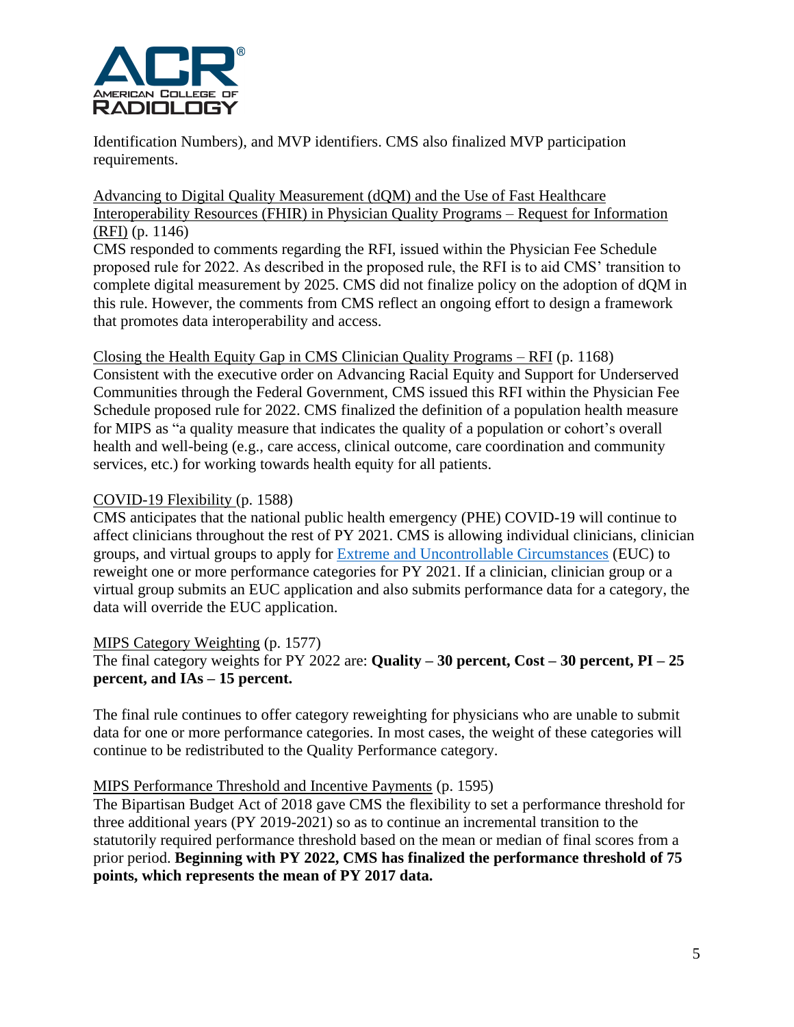Identification Numbers), and MVP identifiers. CMS also finalized MVP participation requirements.

Advancing to Digital Quality Measurement (dQM) and the Use of Fast Healthcare Interoperability Resources (FHIR) in Physician Quality Programs – Request for Information (RFI) (p. 1146)
CMS responded to comments regarding the RFI, issued within the Physician Fee Schedule proposed rule for 2022. As described in the proposed rule, the RFI is to aid CMS' transition to complete digital measurement by 2025. CMS did not finalize policy on the adoption of dQM in this rule. However, the comments from CMS reflect an ongoing effort to design a framework that promotes data interoperability and access.

Closing the Health Equity Gap in CMS Clinician Quality Programs – RFI (p. 1168)
Consistent with the executive order on Advancing Racial Equity and Support for Underserved Communities through the Federal Government, CMS issued this RFI within the Physician Fee Schedule proposed rule for 2022. CMS finalized the definition of a population health measure for MIPS as "a quality measure that indicates the quality of a population or cohort's overall health and well-being (e.g., care access, clinical outcome, care coordination and community services, etc.) for working towards health equity for all patients.

COVID-19 Flexibility (p. 1588)
CMS anticipates that the national public health emergency (PHE) COVID-19 will continue to affect clinicians throughout the rest of PY 2021. CMS is allowing individual clinicians, clinician groups, and virtual groups to apply for Extreme and Uncontrollable Circumstances (EUC) to reweight one or more performance categories for PY 2021. If a clinician, clinician group or a virtual group submits an EUC application and also submits performance data for a category, the data will override the EUC application.

MIPS Category Weighting (p. 1577)
The final category weights for PY 2022 are: **Quality – 30 percent, Cost – 30 percent, PI – 25 percent, and IAs – 15 percent.**

The final rule continues to offer category reweighting for physicians who are unable to submit data for one or more performance categories. In most cases, the weight of these categories will continue to be redistributed to the Quality Performance category.

MIPS Performance Threshold and Incentive Payments (p. 1595)
The Bipartisan Budget Act of 2018 gave CMS the flexibility to set a performance threshold for three additional years (PY 2019-2021) so as to continue an incremental transition to the statutorily required performance threshold based on the mean or median of final scores from a prior period. **Beginning with PY 2022, CMS has finalized the performance threshold of 75 points, which represents the mean of PY 2017 data.**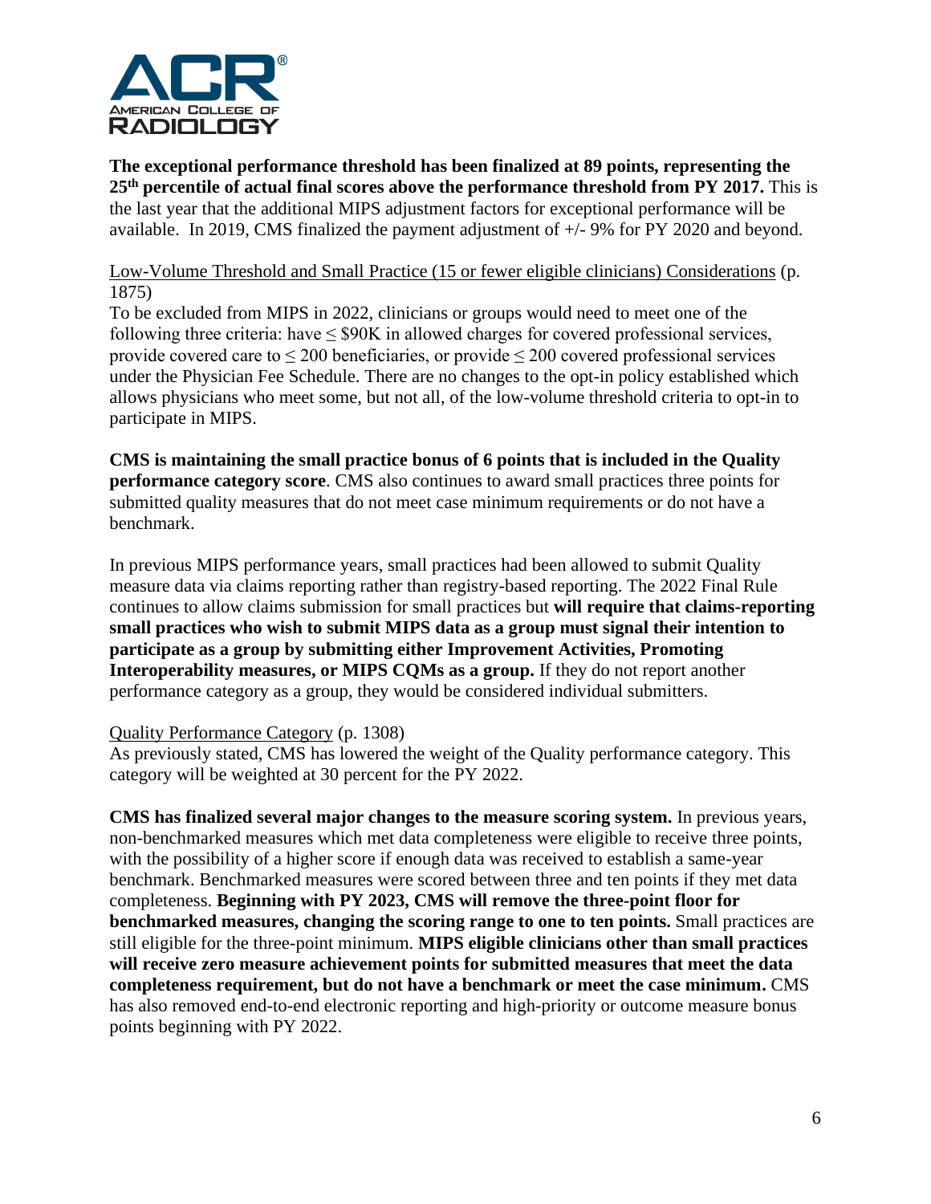**The exceptional performance threshold has been finalized at 89 points, representing the 25th percentile of actual final scores above the performance threshold from PY 2017.** This is the last year that the additional MIPS adjustment factors for exceptional performance will be available. In 2019, CMS finalized the payment adjustment of +/- 9% for PY 2020 and beyond.

Low-Volume Threshold and Small Practice (15 or fewer eligible clinicians) Considerations (p. 1875)

To be excluded from MIPS in 2022, clinicians or groups would need to meet one of the following three criteria: have ≤ $90K in allowed charges for covered professional services, provide covered care to ≤ 200 beneficiaries, or provide ≤ 200 covered professional services under the Physician Fee Schedule. There are no changes to the opt-in policy established which allows physicians who meet some, but not all, of the low-volume threshold criteria to opt-in to participate in MIPS.

**CMS is maintaining the small practice bonus of 6 points that is included in the Quality performance category score**. CMS also continues to award small practices three points for submitted quality measures that do not meet case minimum requirements or do not have a benchmark.

In previous MIPS performance years, small practices had been allowed to submit Quality measure data via claims reporting rather than registry-based reporting. The 2022 Final Rule continues to allow claims submission for small practices but **will require that claims-reporting small practices who wish to submit MIPS data as a group must signal their intention to participate as a group by submitting either Improvement Activities, Promoting Interoperability measures, or MIPS CQMs as a group.** If they do not report another performance category as a group, they would be considered individual submitters.

Quality Performance Category (p. 1308)

As previously stated, CMS has lowered the weight of the Quality performance category. This category will be weighted at 30 percent for the PY 2022.

**CMS has finalized several major changes to the measure scoring system.** In previous years, non-benchmarked measures which met data completeness were eligible to receive three points, with the possibility of a higher score if enough data was received to establish a same-year benchmark. Benchmarked measures were scored between three and ten points if they met data completeness. **Beginning with PY 2023, CMS will remove the three-point floor for benchmarked measures, changing the scoring range to one to ten points.** Small practices are still eligible for the three-point minimum. **MIPS eligible clinicians other than small practices will receive zero measure achievement points for submitted measures that meet the data completeness requirement, but do not have a benchmark or meet the case minimum.** CMS has also removed end-to-end electronic reporting and high-priority or outcome measure bonus points beginning with PY 2022.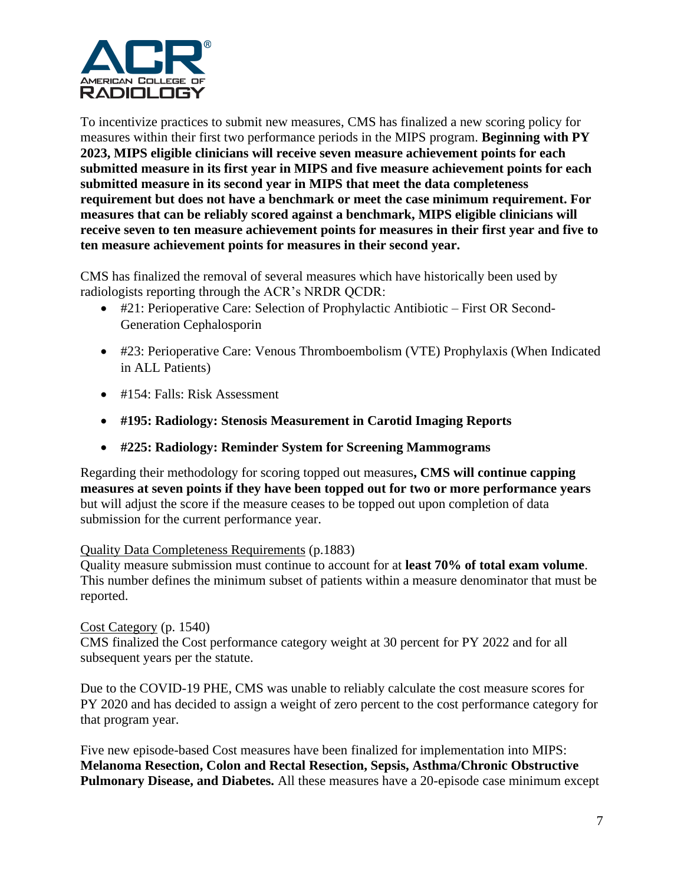To incentivize practices to submit new measures, CMS has finalized a new scoring policy for measures within their first two performance periods in the MIPS program. **Beginning with PY 2023, MIPS eligible clinicians will receive seven measure achievement points for each submitted measure in its first year in MIPS and five measure achievement points for each submitted measure in its second year in MIPS that meet the data completeness requirement but does not have a benchmark or meet the case minimum requirement. For measures that can be reliably scored against a benchmark, MIPS eligible clinicians will receive seven to ten measure achievement points for measures in their first year and five to ten measure achievement points for measures in their second year.**

CMS has finalized the removal of several measures which have historically been used by radiologists reporting through the ACR's NRDR QCDR:

- #21: Perioperative Care: Selection of Prophylactic Antibiotic – First OR Second-Generation Cephalosporin
- #23: Perioperative Care: Venous Thromboembolism (VTE) Prophylaxis (When Indicated in ALL Patients)
- #154: Falls: Risk Assessment
- **#195: Radiology: Stenosis Measurement in Carotid Imaging Reports**
- **#225: Radiology: Reminder System for Screening Mammograms**

Regarding their methodology for scoring topped out measures**, CMS will continue capping measures at seven points if they have been topped out for two or more performance years** but will adjust the score if the measure ceases to be topped out upon completion of data submission for the current performance year.

Quality Data Completeness Requirements (p.1883)
Quality measure submission must continue to account for at **least 70% of total exam volume**. This number defines the minimum subset of patients within a measure denominator that must be reported.

Cost Category (p. 1540)
CMS finalized the Cost performance category weight at 30 percent for PY 2022 and for all subsequent years per the statute.

Due to the COVID-19 PHE, CMS was unable to reliably calculate the cost measure scores for PY 2020 and has decided to assign a weight of zero percent to the cost performance category for that program year.

Five new episode-based Cost measures have been finalized for implementation into MIPS: **Melanoma Resection, Colon and Rectal Resection, Sepsis, Asthma/Chronic Obstructive Pulmonary Disease, and Diabetes.** All these measures have a 20-episode case minimum except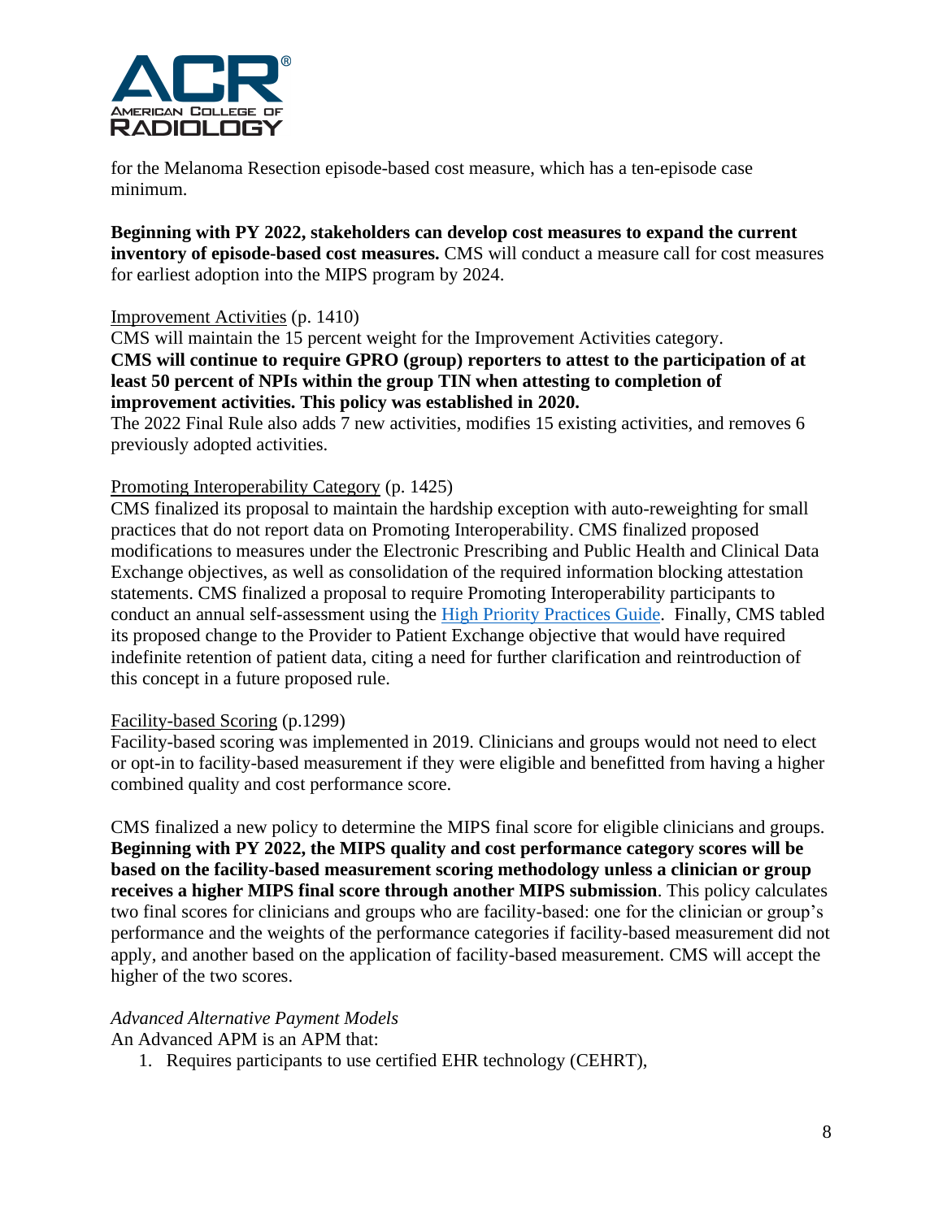for the Melanoma Resection episode-based cost measure, which has a ten-episode case minimum.

**Beginning with PY 2022, stakeholders can develop cost measures to expand the current inventory of episode-based cost measures.** CMS will conduct a measure call for cost measures for earliest adoption into the MIPS program by 2024.

<u>Improvement Activities</u> (p. 1410)

CMS will maintain the 15 percent weight for the Improvement Activities category. **CMS will continue to require GPRO (group) reporters to attest to the participation of at least 50 percent of NPIs within the group TIN when attesting to completion of improvement activities. This policy was established in 2020.**

The 2022 Final Rule also adds 7 new activities, modifies 15 existing activities, and removes 6 previously adopted activities.

<u>Promoting Interoperability Category</u> (p. 1425)

CMS finalized its proposal to maintain the hardship exception with auto-reweighting for small practices that do not report data on Promoting Interoperability. CMS finalized proposed modifications to measures under the Electronic Prescribing and Public Health and Clinical Data Exchange objectives, as well as consolidation of the required information blocking attestation statements. CMS finalized a proposal to require Promoting Interoperability participants to conduct an annual self-assessment using the High Priority Practices Guide. Finally, CMS tabled its proposed change to the Provider to Patient Exchange objective that would have required indefinite retention of patient data, citing a need for further clarification and reintroduction of this concept in a future proposed rule.

<u>Facility-based Scoring</u> (p.1299)

Facility-based scoring was implemented in 2019. Clinicians and groups would not need to elect or opt-in to facility-based measurement if they were eligible and benefitted from having a higher combined quality and cost performance score.

CMS finalized a new policy to determine the MIPS final score for eligible clinicians and groups. **Beginning with PY 2022, the MIPS quality and cost performance category scores will be based on the facility-based measurement scoring methodology unless a clinician or group receives a higher MIPS final score through another MIPS submission**. This policy calculates two final scores for clinicians and groups who are facility-based: one for the clinician or group's performance and the weights of the performance categories if facility-based measurement did not apply, and another based on the application of facility-based measurement. CMS will accept the higher of the two scores.

*Advanced Alternative Payment Models*

An Advanced APM is an APM that:

1. Requires participants to use certified EHR technology (CEHRT),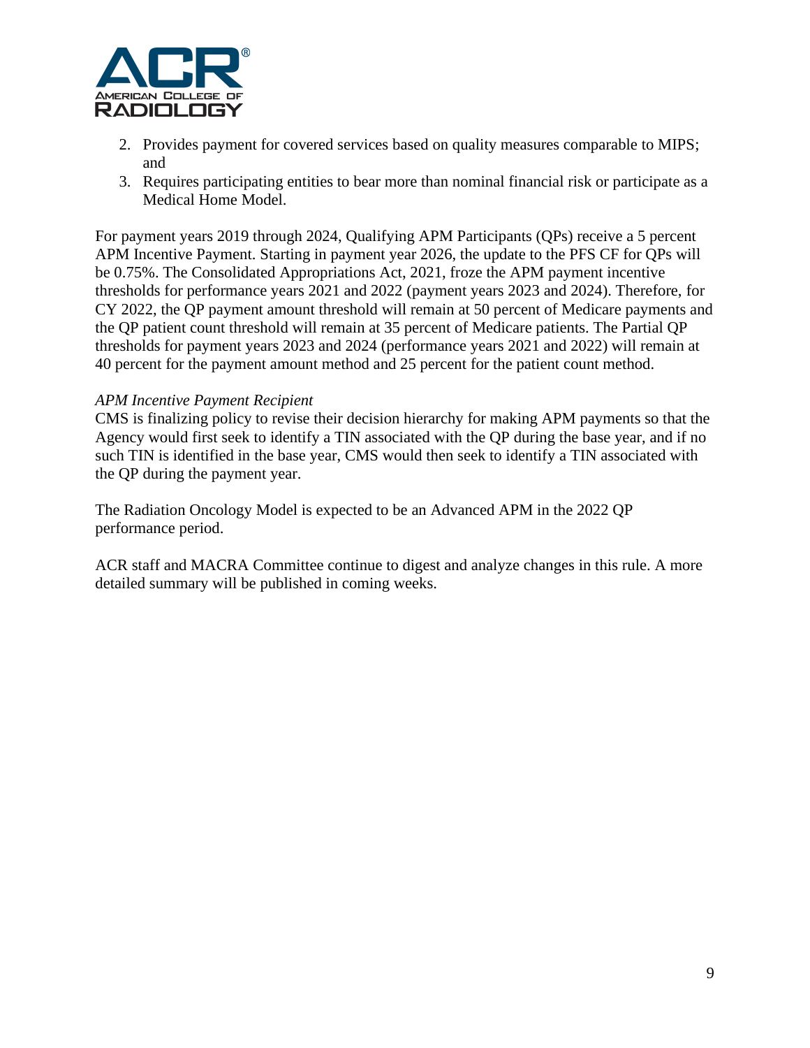2. Provides payment for covered services based on quality measures comparable to MIPS; and
3. Requires participating entities to bear more than nominal financial risk or participate as a Medical Home Model.

For payment years 2019 through 2024, Qualifying APM Participants (QPs) receive a 5 percent APM Incentive Payment. Starting in payment year 2026, the update to the PFS CF for QPs will be 0.75%. The Consolidated Appropriations Act, 2021, froze the APM payment incentive thresholds for performance years 2021 and 2022 (payment years 2023 and 2024). Therefore, for CY 2022, the QP payment amount threshold will remain at 50 percent of Medicare payments and the QP patient count threshold will remain at 35 percent of Medicare patients. The Partial QP thresholds for payment years 2023 and 2024 (performance years 2021 and 2022) will remain at 40 percent for the payment amount method and 25 percent for the patient count method.

*APM Incentive Payment Recipient*

CMS is finalizing policy to revise their decision hierarchy for making APM payments so that the Agency would first seek to identify a TIN associated with the QP during the base year, and if no such TIN is identified in the base year, CMS would then seek to identify a TIN associated with the QP during the payment year.

The Radiation Oncology Model is expected to be an Advanced APM in the 2022 QP performance period.

ACR staff and MACRA Committee continue to digest and analyze changes in this rule. A more detailed summary will be published in coming weeks.